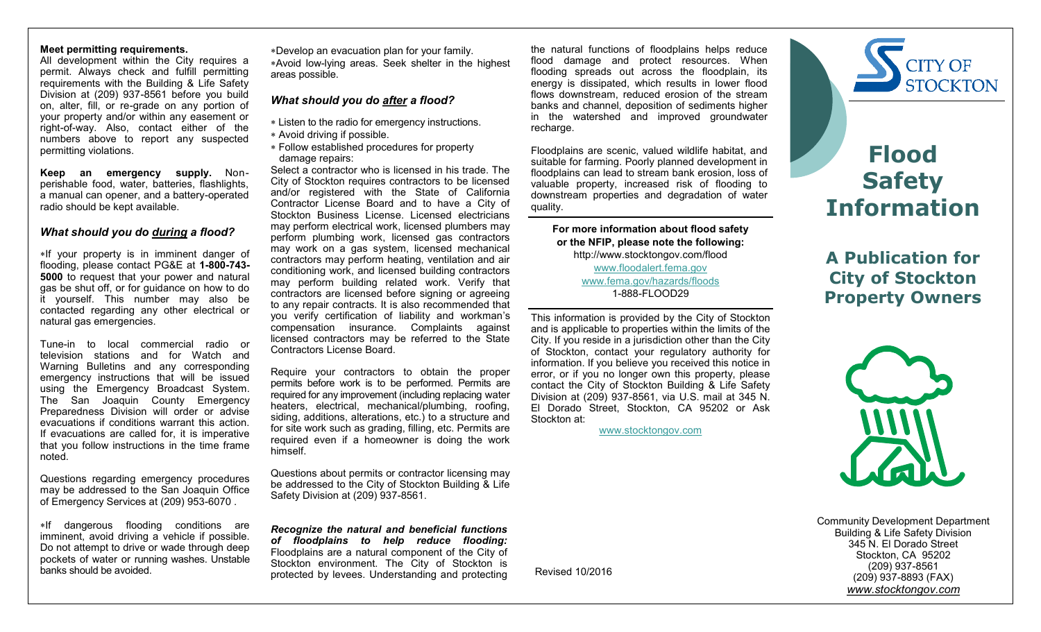**Meet permitting requirements.**
All development within the City requires a permit. Always check and fulfill permitting requirements with the Building & Life Safety Division at (209) 937-8561 before you build on, alter, fill, or re-grade on any portion of your property and/or within any easement or right-of-way. Also, contact either of the numbers above to report any suspected permitting violations.

**Keep an emergency supply.** Non-perishable food, water, batteries, flashlights, a manual can opener, and a battery-operated radio should be kept available.

## *What should you do during a flood?*

*If your property is in imminent danger of flooding, please contact PG&E at **1-800-743-5000** to request that your power and natural gas be shut off, or for guidance on how to do it yourself. This number may also be contacted regarding any other electrical or natural gas emergencies.

Tune-in to local commercial radio or television stations and for Watch and Warning Bulletins and any corresponding emergency instructions that will be issued using the Emergency Broadcast System. The San Joaquin County Emergency Preparedness Division will order or advise evacuations if conditions warrant this action. If evacuations are called for, it is imperative that you follow instructions in the time frame noted.

Questions regarding emergency procedures may be addressed to the San Joaquin Office of Emergency Services at (209) 953-6070 .

*If dangerous flooding conditions are imminent, avoid driving a vehicle if possible. Do not attempt to drive or wade through deep pockets of water or running washes. Unstable banks should be avoided.

*Develop an evacuation plan for your family.
*Avoid low-lying areas. Seek shelter in the highest areas possible.

## *What should you do after a flood?*

* Listen to the radio for emergency instructions.
* Avoid driving if possible.
* Follow established procedures for property damage repairs:

Select a contractor who is licensed in his trade. The City of Stockton requires contractors to be licensed and/or registered with the State of California Contractor License Board and to have a City of Stockton Business License. Licensed electricians may perform electrical work, licensed plumbers may perform plumbing work, licensed gas contractors may work on a gas system, licensed mechanical contractors may perform heating, ventilation and air conditioning work, and licensed building contractors may perform building related work. Verify that contractors are licensed before signing or agreeing to any repair contracts. It is also recommended that you verify certification of liability and workman's compensation insurance. Complaints against licensed contractors may be referred to the State Contractors License Board.

Require your contractors to obtain the proper permits before work is to be performed. Permits are required for any improvement (including replacing water heaters, electrical, mechanical/plumbing, roofing, siding, additions, alterations, etc.) to a structure and for site work such as grading, filling, etc. Permits are required even if a homeowner is doing the work himself.

Questions about permits or contractor licensing may be addressed to the City of Stockton Building & Life Safety Division at (209) 937-8561.

***Recognize the natural and beneficial functions of floodplains to help reduce flooding:*** Floodplains are a natural component of the City of Stockton environment. The City of Stockton is protected by levees. Understanding and protecting the natural functions of floodplains helps reduce flood damage and protect resources. When flooding spreads out across the floodplain, its energy is dissipated, which results in lower flood flows downstream, reduced erosion of the stream banks and channel, deposition of sediments higher in the watershed and improved groundwater recharge.

Floodplains are scenic, valued wildlife habitat, and suitable for farming. Poorly planned development in floodplains can lead to stream bank erosion, loss of valuable property, increased risk of flooding to downstream properties and degradation of water quality.

**For more information about flood safety or the NFIP, please note the following:**
http://www.stocktongov.com/flood
www.floodalert.fema.gov
www.fema.gov/hazards/floods
1-888-FLOOD29

This information is provided by the City of Stockton and is applicable to properties within the limits of the City. If you reside in a jurisdiction other than the City of Stockton, contact your regulatory authority for information. If you believe you received this notice in error, or if you no longer own this property, please contact the City of Stockton Building & Life Safety Division at (209) 937-8561, via U.S. mail at 345 N. El Dorado Street, Stockton, CA 95202 or Ask Stockton at:

www.stocktongov.com

Revised 10/2016

CITY OF STOCKTON

# Flood Safety Information

## A Publication for City of Stockton Property Owners

Community Development Department
Building & Life Safety Division
345 N. El Dorado Street
Stockton, CA 95202
(209) 937-8561
(209) 937-8893 (FAX)
*www.stocktongov.com*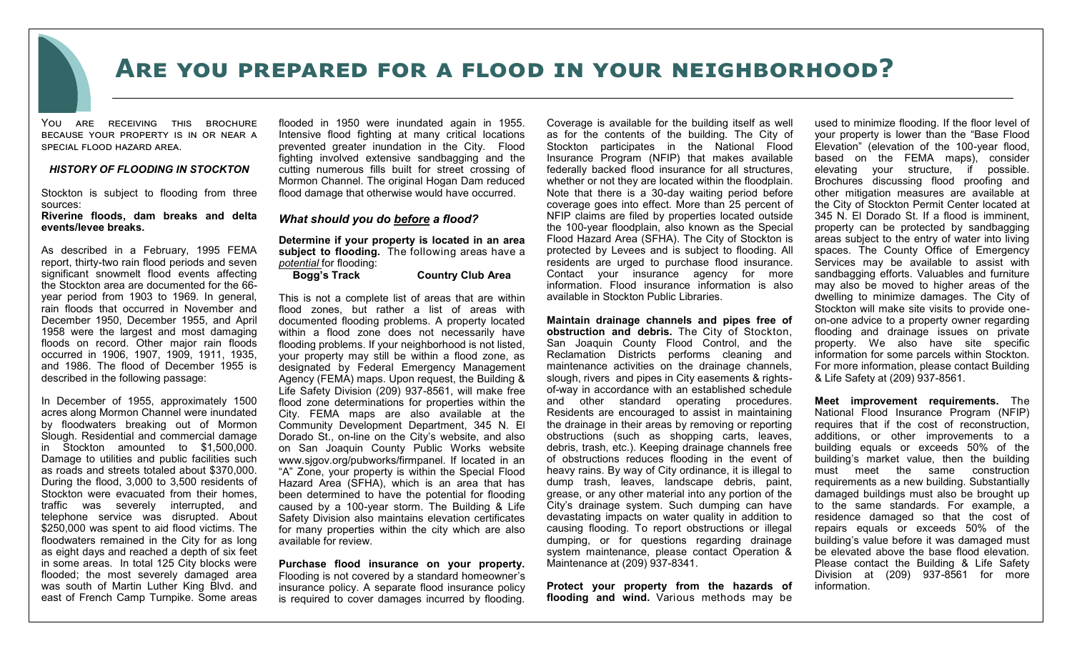# Are you prepared for a flood in your neighborhood?

You are receiving this brochure because your property is in or near a special flood hazard area.

### *HISTORY OF FLOODING IN STOCKTON*

Stockton is subject to flooding from three sources:
**Riverine floods, dam breaks and delta events/levee breaks.**

As described in a February, 1995 FEMA report, thirty-two rain flood periods and seven significant snowmelt flood events affecting the Stockton area are documented for the 66-year period from 1903 to 1969. In general, rain floods that occurred in November and December 1950, December 1955, and April 1958 were the largest and most damaging floods on record. Other major rain floods occurred in 1906, 1907, 1909, 1911, 1935, and 1986. The flood of December 1955 is described in the following passage:

In December of 1955, approximately 1500 acres along Mormon Channel were inundated by floodwaters breaking out of Mormon Slough. Residential and commercial damage in Stockton amounted to $1,500,000. Damage to utilities and public facilities such as roads and streets totaled about $370,000. During the flood, 3,000 to 3,500 residents of Stockton were evacuated from their homes, traffic was severely interrupted, and telephone service was disrupted. About $250,000 was spent to aid flood victims. The floodwaters remained in the City for as long as eight days and reached a depth of six feet in some areas. In total 125 City blocks were flooded; the most severely damaged area was south of Martin Luther King Blvd. and east of French Camp Turnpike. Some areas flooded in 1950 were inundated again in 1955. Intensive flood fighting at many critical locations prevented greater inundation in the City. Flood fighting involved extensive sandbagging and the cutting numerous fills built for street crossing of Mormon Channel. The original Hogan Dam reduced flood damage that otherwise would have occurred.

## *What should you do __before__ a flood?*

**Determine if your property is located in an area subject to flooding.** The following areas have a *potential* for flooding:

**Bogg's Track** **Country Club Area**

This is not a complete list of areas that are within flood zones, but rather a list of areas with documented flooding problems. A property located within a flood zone does not necessarily have flooding problems. If your neighborhood is not listed, your property may still be within a flood zone, as designated by Federal Emergency Management Agency (FEMA) maps. Upon request, the Building & Life Safety Division (209) 937-8561, will make free flood zone determinations for properties within the City. FEMA maps are also available at the Community Development Department, 345 N. El Dorado St., on-line on the City's website, and also on San Joaquin County Public Works website www.sjgov.org/pubworks/firmpanel. If located in an "A" Zone, your property is within the Special Flood Hazard Area (SFHA), which is an area that has been determined to have the potential for flooding caused by a 100-year storm. The Building & Life Safety Division also maintains elevation certificates for many properties within the city which are also available for review.

**Purchase flood insurance on your property.** Flooding is not covered by a standard homeowner's insurance policy. A separate flood insurance policy is required to cover damages incurred by flooding. Coverage is available for the building itself as well as for the contents of the building. The City of Stockton participates in the National Flood Insurance Program (NFIP) that makes available federally backed flood insurance for all structures, whether or not they are located within the floodplain. Note that there is a 30-day waiting period before coverage goes into effect. More than 25 percent of NFIP claims are filed by properties located outside the 100-year floodplain, also known as the Special Flood Hazard Area (SFHA). The City of Stockton is protected by Levees and is subject to flooding. All residents are urged to purchase flood insurance. Contact your insurance agency for more information. Flood insurance information is also available in Stockton Public Libraries.

**Maintain drainage channels and pipes free of obstruction and debris.** The City of Stockton, San Joaquin County Flood Control, and the Reclamation Districts performs cleaning and maintenance activities on the drainage channels, slough, rivers and pipes in City easements & rights-of-way in accordance with an established schedule and other standard operating procedures. Residents are encouraged to assist in maintaining the drainage in their areas by removing or reporting obstructions (such as shopping carts, leaves, debris, trash, etc.). Keeping drainage channels free of obstructions reduces flooding in the event of heavy rains. By way of City ordinance, it is illegal to dump trash, leaves, landscape debris, paint, grease, or any other material into any portion of the City's drainage system. Such dumping can have devastating impacts on water quality in addition to causing flooding. To report obstructions or illegal dumping, or for questions regarding drainage system maintenance, please contact Operation & Maintenance at (209) 937-8341.

**Protect your property from the hazards of flooding and wind.** Various methods may be used to minimize flooding. If the floor level of your property is lower than the "Base Flood Elevation" (elevation of the 100-year flood, based on the FEMA maps), consider elevating your structure, if possible. Brochures discussing flood proofing and other mitigation measures are available at the City of Stockton Permit Center located at 345 N. El Dorado St. If a flood is imminent, property can be protected by sandbagging areas subject to the entry of water into living spaces. The County Office of Emergency Services may be available to assist with sandbagging efforts. Valuables and furniture may also be moved to higher areas of the dwelling to minimize damages. The City of Stockton will make site visits to provide one-on-one advice to a property owner regarding flooding and drainage issues on private property. We also have site specific information for some parcels within Stockton. For more information, please contact Building & Life Safety at (209) 937-8561.

**Meet improvement requirements.** The National Flood Insurance Program (NFIP) requires that if the cost of reconstruction, additions, or other improvements to a building equals or exceeds 50% of the building's market value, then the building must meet the same construction requirements as a new building. Substantially damaged buildings must also be brought up to the same standards. For example, a residence damaged so that the cost of repairs equals or exceeds 50% of the building's value before it was damaged must be elevated above the base flood elevation. Please contact the Building & Life Safety Division at (209) 937-8561 for more information.